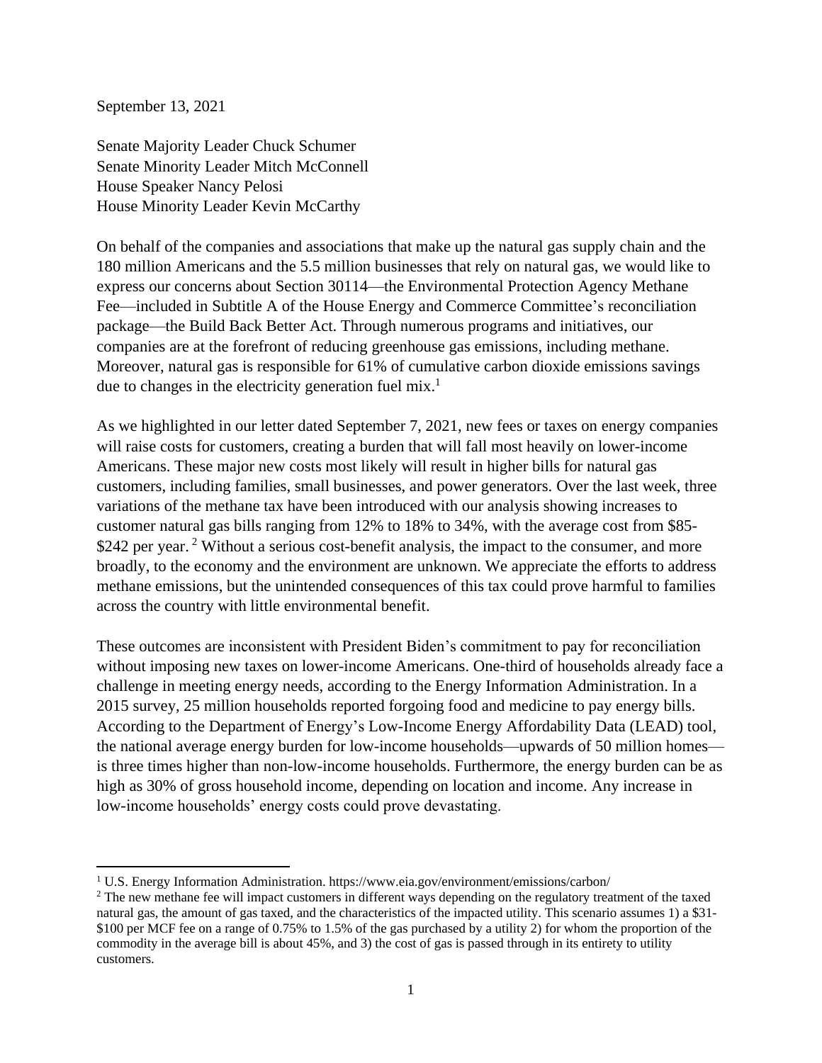September 13, 2021

Senate Majority Leader Chuck Schumer
Senate Minority Leader Mitch McConnell
House Speaker Nancy Pelosi
House Minority Leader Kevin McCarthy

On behalf of the companies and associations that make up the natural gas supply chain and the 180 million Americans and the 5.5 million businesses that rely on natural gas, we would like to express our concerns about Section 30114—the Environmental Protection Agency Methane Fee—included in Subtitle A of the House Energy and Commerce Committee's reconciliation package—the Build Back Better Act. Through numerous programs and initiatives, our companies are at the forefront of reducing greenhouse gas emissions, including methane. Moreover, natural gas is responsible for 61% of cumulative carbon dioxide emissions savings due to changes in the electricity generation fuel mix.[1]

As we highlighted in our letter dated September 7, 2021, new fees or taxes on energy companies will raise costs for customers, creating a burden that will fall most heavily on lower-income Americans. These major new costs most likely will result in higher bills for natural gas customers, including families, small businesses, and power generators. Over the last week, three variations of the methane tax have been introduced with our analysis showing increases to customer natural gas bills ranging from 12% to 18% to 34%, with the average cost from $85-$242 per year.[2] Without a serious cost-benefit analysis, the impact to the consumer, and more broadly, to the economy and the environment are unknown. We appreciate the efforts to address methane emissions, but the unintended consequences of this tax could prove harmful to families across the country with little environmental benefit.

These outcomes are inconsistent with President Biden's commitment to pay for reconciliation without imposing new taxes on lower-income Americans. One-third of households already face a challenge in meeting energy needs, according to the Energy Information Administration. In a 2015 survey, 25 million households reported forgoing food and medicine to pay energy bills. According to the Department of Energy's Low-Income Energy Affordability Data (LEAD) tool, the national average energy burden for low-income households—upwards of 50 million homes—is three times higher than non-low-income households. Furthermore, the energy burden can be as high as 30% of gross household income, depending on location and income. Any increase in low-income households' energy costs could prove devastating.

---

[1] U.S. Energy Information Administration. https://www.eia.gov/environment/emissions/carbon/

[2] The new methane fee will impact customers in different ways depending on the regulatory treatment of the taxed natural gas, the amount of gas taxed, and the characteristics of the impacted utility. This scenario assumes 1) a $31-$100 per MCF fee on a range of 0.75% to 1.5% of the gas purchased by a utility 2) for whom the proportion of the commodity in the average bill is about 45%, and 3) the cost of gas is passed through in its entirety to utility customers.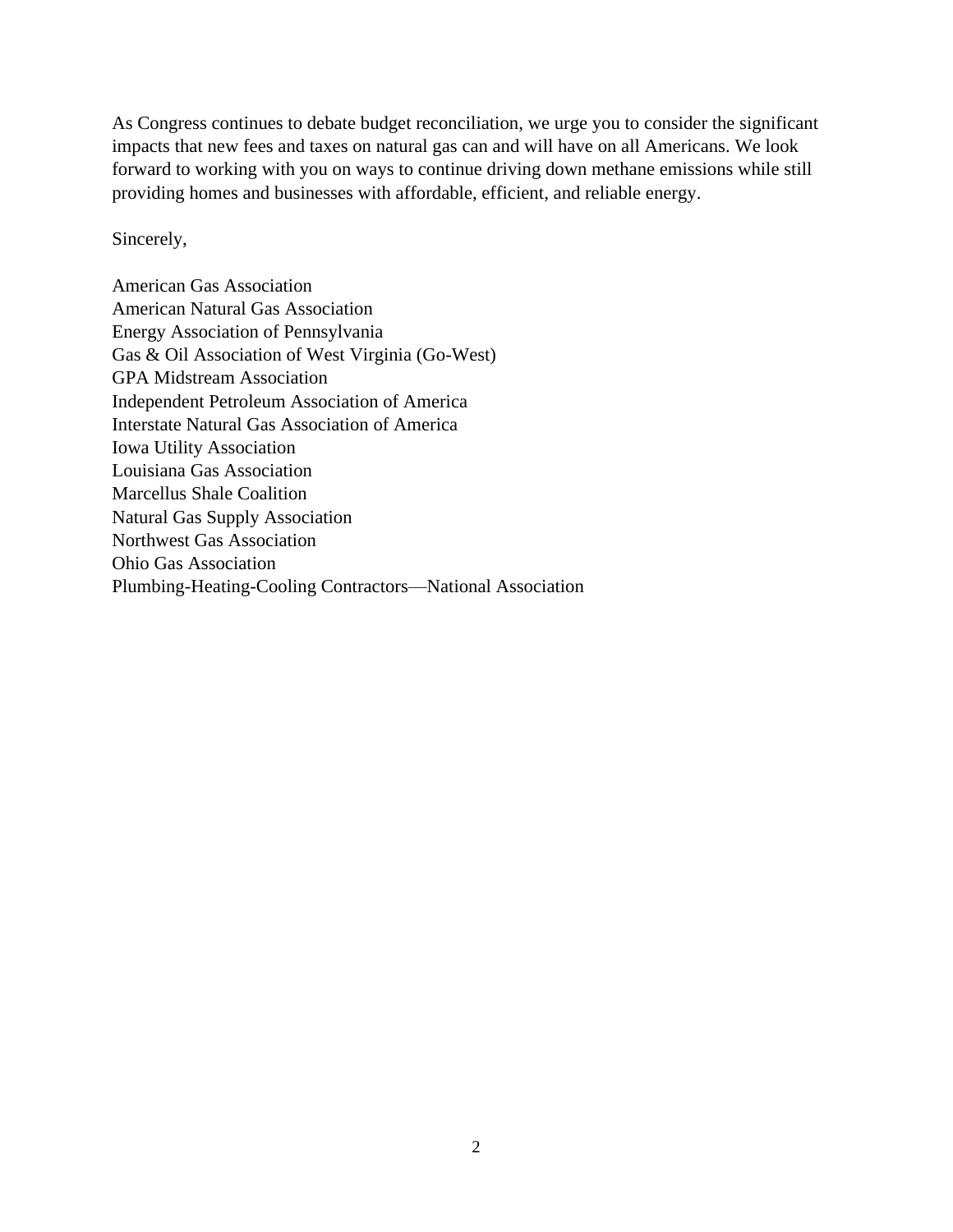As Congress continues to debate budget reconciliation, we urge you to consider the significant impacts that new fees and taxes on natural gas can and will have on all Americans. We look forward to working with you on ways to continue driving down methane emissions while still providing homes and businesses with affordable, efficient, and reliable energy.

Sincerely,

American Gas Association
American Natural Gas Association
Energy Association of Pennsylvania
Gas & Oil Association of West Virginia (Go-West)
GPA Midstream Association
Independent Petroleum Association of America
Interstate Natural Gas Association of America
Iowa Utility Association
Louisiana Gas Association
Marcellus Shale Coalition
Natural Gas Supply Association
Northwest Gas Association
Ohio Gas Association
Plumbing-Heating-Cooling Contractors—National Association